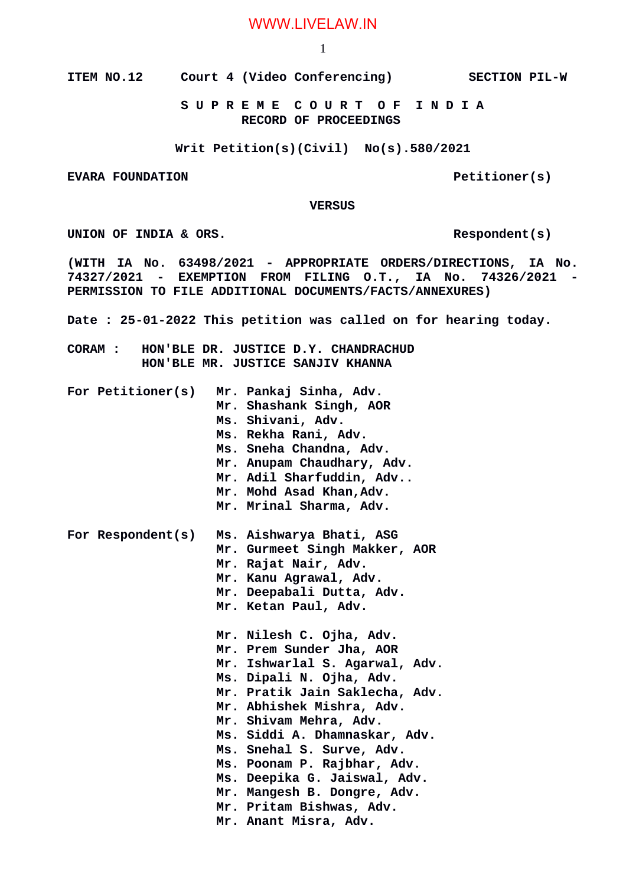**ITEM NO.12 Court 4 (Video Conferencing) SECTION PIL-W**

**S U P R E M E C O U R T O F I N D I A**
**RECORD OF PROCEEDINGS**

**Writ Petition(s)(Civil) No(s).580/2021**

**EVARA FOUNDATION Petitioner(s)**

**VERSUS**

**UNION OF INDIA & ORS. Respondent(s)**

**(WITH IA No. 63498/2021 - APPROPRIATE ORDERS/DIRECTIONS, IA No. 74327/2021 - EXEMPTION FROM FILING O.T., IA No. 74326/2021 - PERMISSION TO FILE ADDITIONAL DOCUMENTS/FACTS/ANNEXURES)**

**Date : 25-01-2022 This petition was called on for hearing today.**

**CORAM : HON'BLE DR. JUSTICE D.Y. CHANDRACHUD**
**HON'BLE MR. JUSTICE SANJIV KHANNA**

**For Petitioner(s)**
Mr. Pankaj Sinha, Adv.
Mr. Shashank Singh, AOR
Ms. Shivani, Adv.
Ms. Rekha Rani, Adv.
Ms. Sneha Chandna, Adv.
Mr. Anupam Chaudhary, Adv.
Mr. Adil Sharfuddin, Adv..
Mr. Mohd Asad Khan,Adv.
Mr. Mrinal Sharma, Adv.

**For Respondent(s)**
Ms. Aishwarya Bhati, ASG
Mr. Gurmeet Singh Makker, AOR
Mr. Rajat Nair, Adv.
Mr. Kanu Agrawal, Adv.
Mr. Deepabali Dutta, Adv.
Mr. Ketan Paul, Adv.

Mr. Nilesh C. Ojha, Adv.
Mr. Prem Sunder Jha, AOR
Mr. Ishwarlal S. Agarwal, Adv.
Ms. Dipali N. Ojha, Adv.
Mr. Pratik Jain Saklecha, Adv.
Mr. Abhishek Mishra, Adv.
Mr. Shivam Mehra, Adv.
Ms. Siddi A. Dhamnaskar, Adv.
Ms. Snehal S. Surve, Adv.
Ms. Poonam P. Rajbhar, Adv.
Ms. Deepika G. Jaiswal, Adv.
Mr. Mangesh B. Dongre, Adv.
Mr. Pritam Bishwas, Adv.
Mr. Anant Misra, Adv.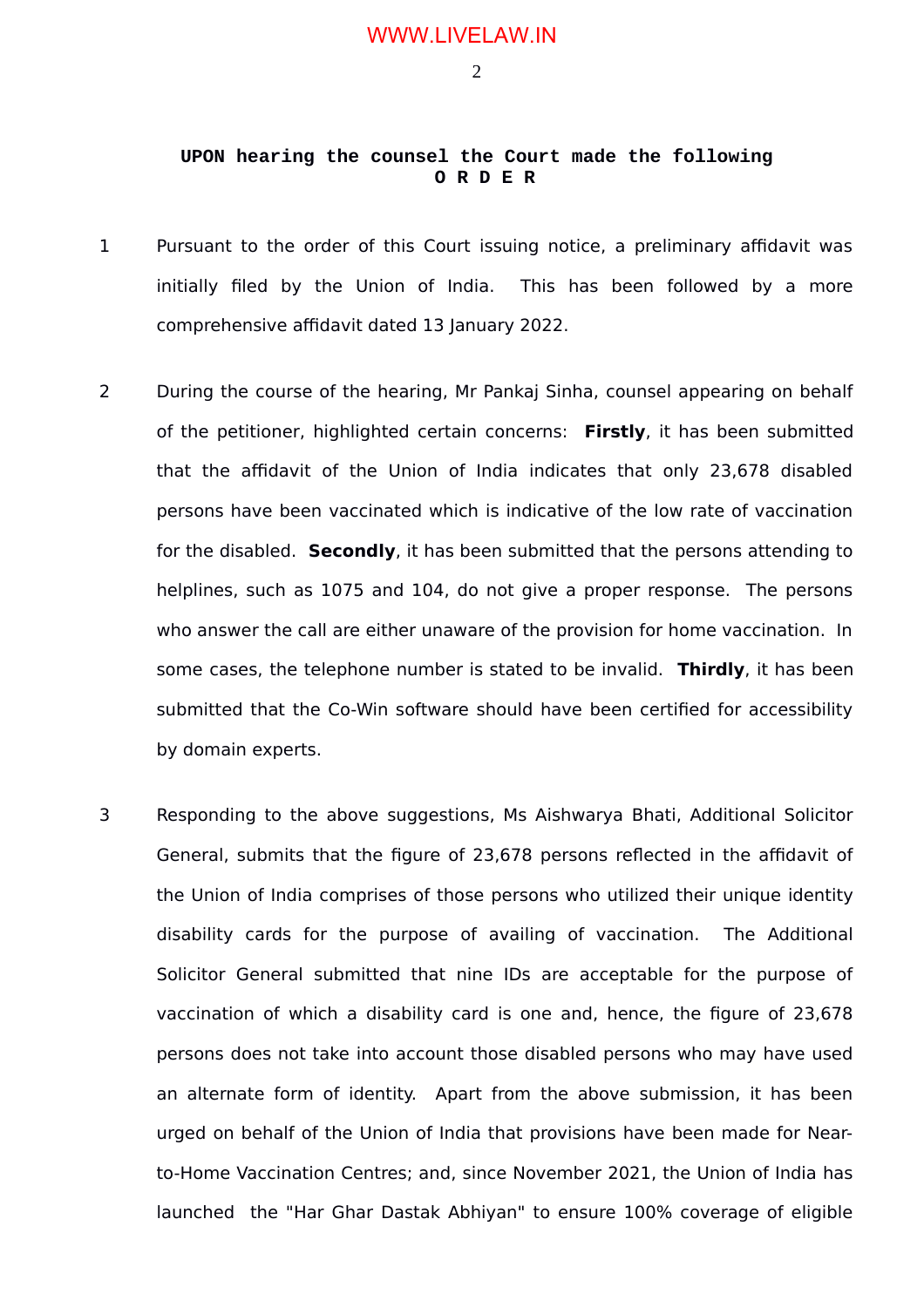**UPON hearing the counsel the Court made the following**
**O R D E R**

1 Pursuant to the order of this Court issuing notice, a preliminary affidavit was initially filed by the Union of India. This has been followed by a more comprehensive affidavit dated 13 January 2022.

2 During the course of the hearing, Mr Pankaj Sinha, counsel appearing on behalf of the petitioner, highlighted certain concerns: **Firstly**, it has been submitted that the affidavit of the Union of India indicates that only 23,678 disabled persons have been vaccinated which is indicative of the low rate of vaccination for the disabled. **Secondly**, it has been submitted that the persons attending to helplines, such as 1075 and 104, do not give a proper response. The persons who answer the call are either unaware of the provision for home vaccination. In some cases, the telephone number is stated to be invalid. **Thirdly**, it has been submitted that the Co-Win software should have been certified for accessibility by domain experts.

3 Responding to the above suggestions, Ms Aishwarya Bhati, Additional Solicitor General, submits that the figure of 23,678 persons reflected in the affidavit of the Union of India comprises of those persons who utilized their unique identity disability cards for the purpose of availing of vaccination. The Additional Solicitor General submitted that nine IDs are acceptable for the purpose of vaccination of which a disability card is one and, hence, the figure of 23,678 persons does not take into account those disabled persons who may have used an alternate form of identity. Apart from the above submission, it has been urged on behalf of the Union of India that provisions have been made for Near-to-Home Vaccination Centres; and, since November 2021, the Union of India has launched the "Har Ghar Dastak Abhiyan" to ensure 100% coverage of eligible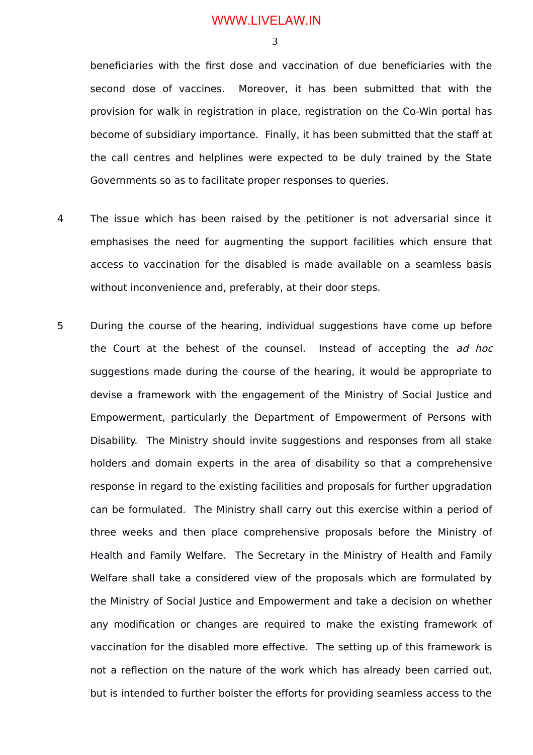beneficiaries with the first dose and vaccination of due beneficiaries with the second dose of vaccines. Moreover, it has been submitted that with the provision for walk in registration in place, registration on the Co-Win portal has become of subsidiary importance. Finally, it has been submitted that the staff at the call centres and helplines were expected to be duly trained by the State Governments so as to facilitate proper responses to queries.

4 The issue which has been raised by the petitioner is not adversarial since it emphasises the need for augmenting the support facilities which ensure that access to vaccination for the disabled is made available on a seamless basis without inconvenience and, preferably, at their door steps.

5 During the course of the hearing, individual suggestions have come up before the Court at the behest of the counsel. Instead of accepting the *ad hoc* suggestions made during the course of the hearing, it would be appropriate to devise a framework with the engagement of the Ministry of Social Justice and Empowerment, particularly the Department of Empowerment of Persons with Disability. The Ministry should invite suggestions and responses from all stake holders and domain experts in the area of disability so that a comprehensive response in regard to the existing facilities and proposals for further upgradation can be formulated. The Ministry shall carry out this exercise within a period of three weeks and then place comprehensive proposals before the Ministry of Health and Family Welfare. The Secretary in the Ministry of Health and Family Welfare shall take a considered view of the proposals which are formulated by the Ministry of Social Justice and Empowerment and take a decision on whether any modification or changes are required to make the existing framework of vaccination for the disabled more effective. The setting up of this framework is not a reflection on the nature of the work which has already been carried out, but is intended to further bolster the efforts for providing seamless access to the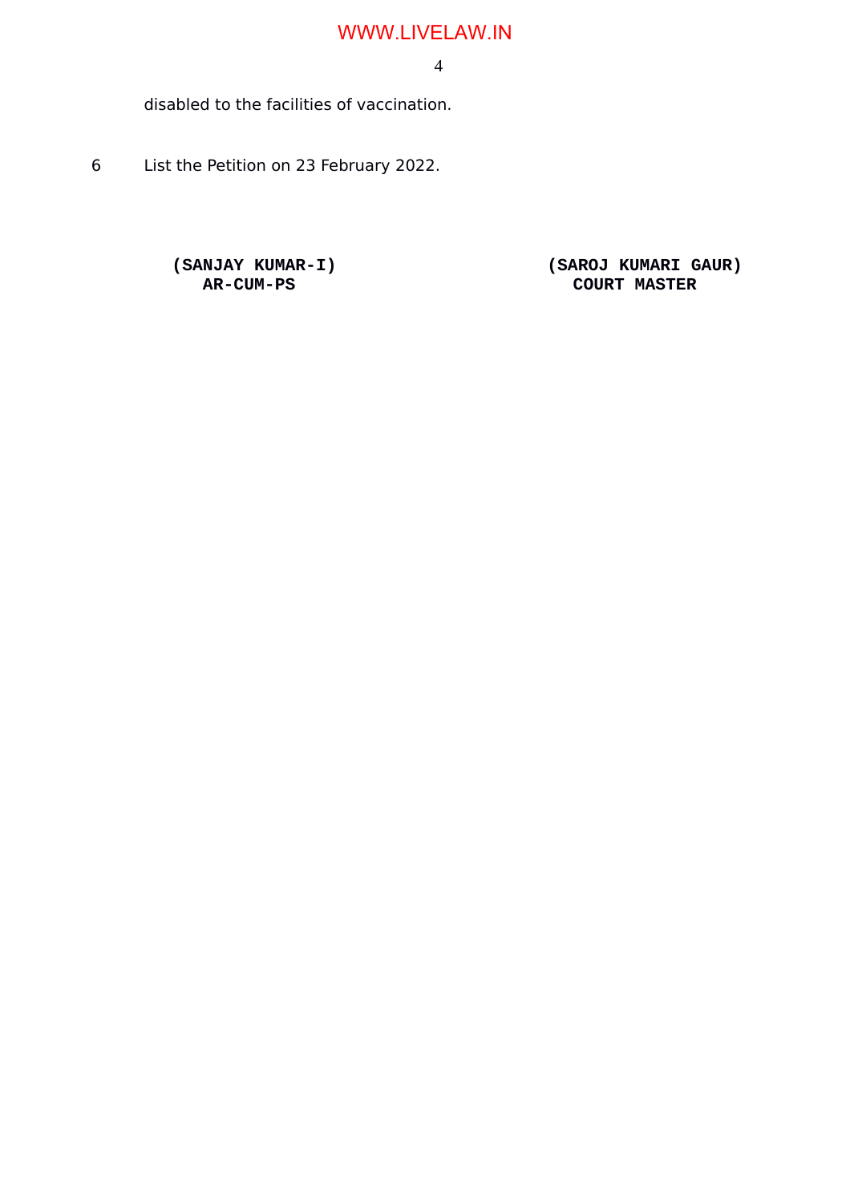disabled to the facilities of vaccination.

6 List the Petition on 23 February 2022.

**(SANJAY KUMAR-I)**
**AR-CUM-PS**

**(SAROJ KUMARI GAUR)**
**COURT MASTER**